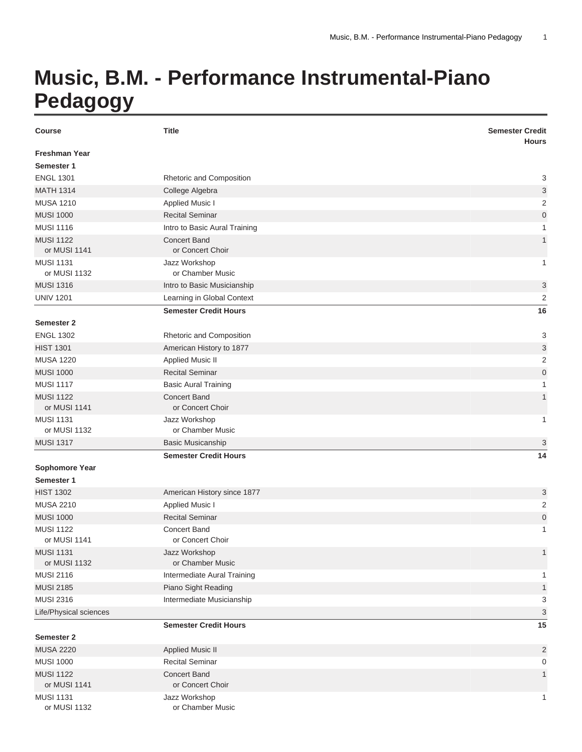# Music, B.M. - Performance Instrumental-Piano Pedagogy

| Course | Title | Semester Credit Hours |
|---|---|---|
| **Freshman Year** | | |
| **Semester 1** | | |
| ENGL 1301 | Rhetoric and Composition | 3 |
| MATH 1314 | College Algebra | 3 |
| MUSA 1210 | Applied Music I | 2 |
| MUSI 1000 | Recital Seminar | 0 |
| MUSI 1116 | Intro to Basic Aural Training | 1 |
| MUSI 1122<br>or MUSI 1141 | Concert Band<br>or Concert Choir | 1 |
| MUSI 1131<br>or MUSI 1132 | Jazz Workshop<br>or Chamber Music | 1 |
| MUSI 1316 | Intro to Basic Musicianship | 3 |
| UNIV 1201 | Learning in Global Context | 2 |
| | **Semester Credit Hours** | **16** |
| **Semester 2** | | |
| ENGL 1302 | Rhetoric and Composition | 3 |
| HIST 1301 | American History to 1877 | 3 |
| MUSA 1220 | Applied Music II | 2 |
| MUSI 1000 | Recital Seminar | 0 |
| MUSI 1117 | Basic Aural Training | 1 |
| MUSI 1122<br>or MUSI 1141 | Concert Band<br>or Concert Choir | 1 |
| MUSI 1131<br>or MUSI 1132 | Jazz Workshop<br>or Chamber Music | 1 |
| MUSI 1317 | Basic Musicanship | 3 |
| | **Semester Credit Hours** | **14** |
| **Sophomore Year** | | |
| **Semester 1** | | |
| HIST 1302 | American History since 1877 | 3 |
| MUSA 2210 | Applied Music I | 2 |
| MUSI 1000 | Recital Seminar | 0 |
| MUSI 1122<br>or MUSI 1141 | Concert Band<br>or Concert Choir | 1 |
| MUSI 1131<br>or MUSI 1132 | Jazz Workshop<br>or Chamber Music | 1 |
| MUSI 2116 | Intermediate Aural Training | 1 |
| MUSI 2185 | Piano Sight Reading | 1 |
| MUSI 2316 | Intermediate Musicianship | 3 |
| Life/Physical sciences | | 3 |
| | **Semester Credit Hours** | **15** |
| **Semester 2** | | |
| MUSA 2220 | Applied Music II | 2 |
| MUSI 1000 | Recital Seminar | 0 |
| MUSI 1122<br>or MUSI 1141 | Concert Band<br>or Concert Choir | 1 |
| MUSI 1131<br>or MUSI 1132 | Jazz Workshop<br>or Chamber Music | 1 |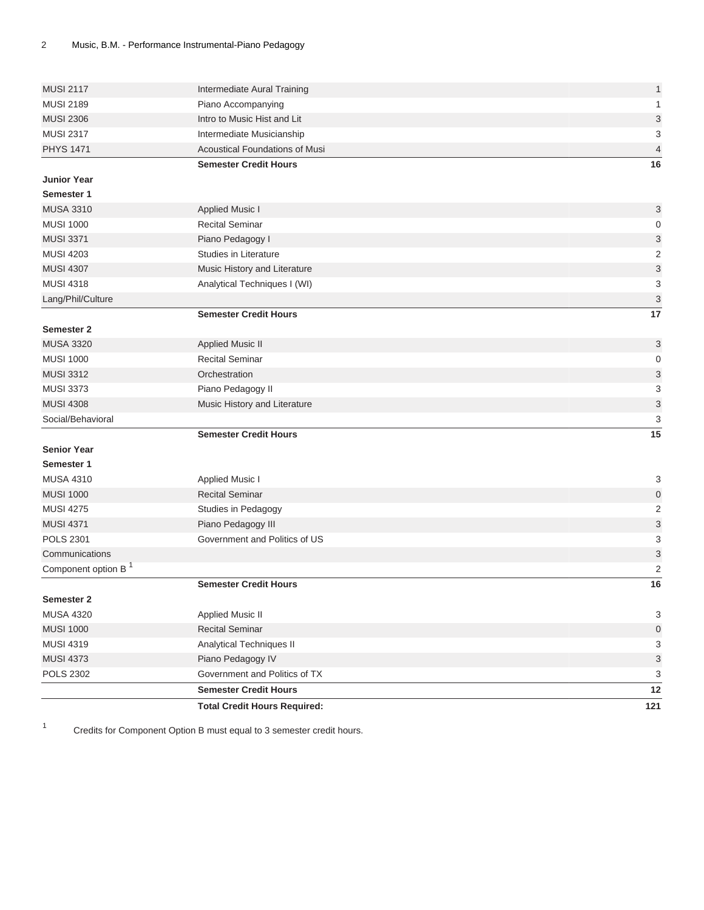| | | |
|---|---|---|
| MUSI 2117 | Intermediate Aural Training | 1 |
| MUSI 2189 | Piano Accompanying | 1 |
| MUSI 2306 | Intro to Music Hist and Lit | 3 |
| MUSI 2317 | Intermediate Musicianship | 3 |
| PHYS 1471 | Acoustical Foundations of Musi | 4 |
| | **Semester Credit Hours** | **16** |
| **Junior Year** | | |
| **Semester 1** | | |
| MUSA 3310 | Applied Music I | 3 |
| MUSI 1000 | Recital Seminar | 0 |
| MUSI 3371 | Piano Pedagogy I | 3 |
| MUSI 4203 | Studies in Literature | 2 |
| MUSI 4307 | Music History and Literature | 3 |
| MUSI 4318 | Analytical Techniques I (WI) | 3 |
| Lang/Phil/Culture | | 3 |
| | **Semester Credit Hours** | **17** |
| **Semester 2** | | |
| MUSA 3320 | Applied Music II | 3 |
| MUSI 1000 | Recital Seminar | 0 |
| MUSI 3312 | Orchestration | 3 |
| MUSI 3373 | Piano Pedagogy II | 3 |
| MUSI 4308 | Music History and Literature | 3 |
| Social/Behavioral | | 3 |
| | **Semester Credit Hours** | **15** |
| **Senior Year** | | |
| **Semester 1** | | |
| MUSA 4310 | Applied Music I | 3 |
| MUSI 1000 | Recital Seminar | 0 |
| MUSI 4275 | Studies in Pedagogy | 2 |
| MUSI 4371 | Piano Pedagogy III | 3 |
| POLS 2301 | Government and Politics of US | 3 |
| Communications | | 3 |
| Component option B [1] | | 2 |
| | **Semester Credit Hours** | **16** |
| **Semester 2** | | |
| MUSA 4320 | Applied Music II | 3 |
| MUSI 1000 | Recital Seminar | 0 |
| MUSI 4319 | Analytical Techniques II | 3 |
| MUSI 4373 | Piano Pedagogy IV | 3 |
| POLS 2302 | Government and Politics of TX | 3 |
| | **Semester Credit Hours** | **12** |
| | **Total Credit Hours Required:** | **121** |

[1] Credits for Component Option B must equal to 3 semester credit hours.